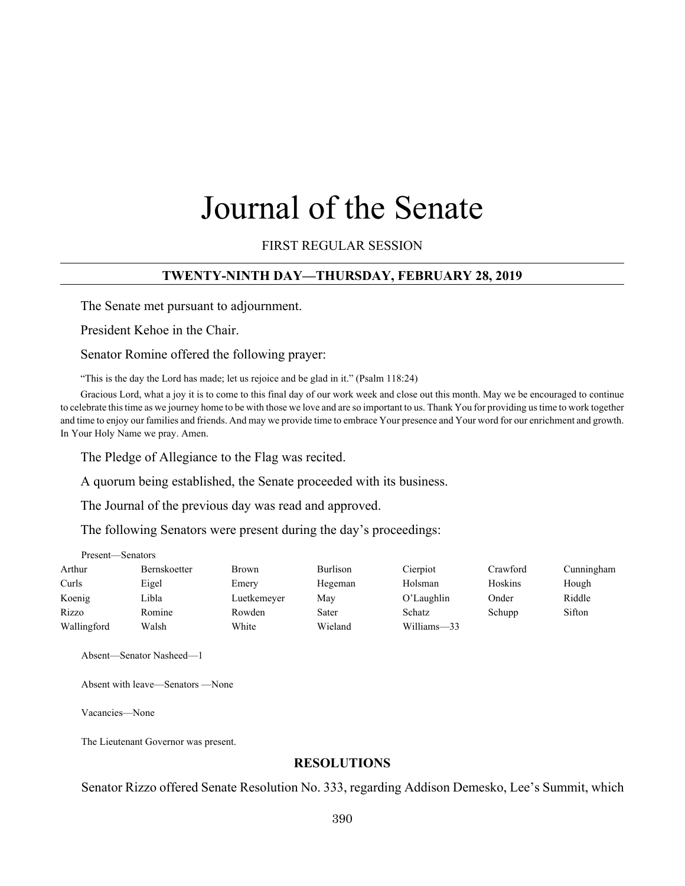# Journal of the Senate

FIRST REGULAR SESSION

## TWENTY-NINTH DAY—THURSDAY, FEBRUARY 28, 2019

The Senate met pursuant to adjournment.

President Kehoe in the Chair.

Senator Romine offered the following prayer:

"This is the day the Lord has made; let us rejoice and be glad in it." (Psalm 118:24)

Gracious Lord, what a joy it is to come to this final day of our work week and close out this month. May we be encouraged to continue to celebrate this time as we journey home to be with those we love and are so important to us. Thank You for providing us time to work together and time to enjoy our families and friends. And may we provide time to embrace Your presence and Your word for our enrichment and growth. In Your Holy Name we pray. Amen.

The Pledge of Allegiance to the Flag was recited.

A quorum being established, the Senate proceeded with its business.

The Journal of the previous day was read and approved.

The following Senators were present during the day's proceedings:

Present—Senators

| | | | | | | |
|---|---|---|---|---|---|---|
| Arthur | Bernskoetter | Brown | Burlison | Cierpiot | Crawford | Cunningham |
| Curls | Eigel | Emery | Hegeman | Holsman | Hoskins | Hough |
| Koenig | Libla | Luetkemeyer | May | O'Laughlin | Onder | Riddle |
| Rizzo | Romine | Rowden | Sater | Schatz | Schupp | Sifton |
| Wallingford | Walsh | White | Wieland | Williams—33 | | |

Absent—Senator Nasheed—1

Absent with leave—Senators —None

Vacancies—None

The Lieutenant Governor was present.

### RESOLUTIONS

Senator Rizzo offered Senate Resolution No. 333, regarding Addison Demesko, Lee's Summit, which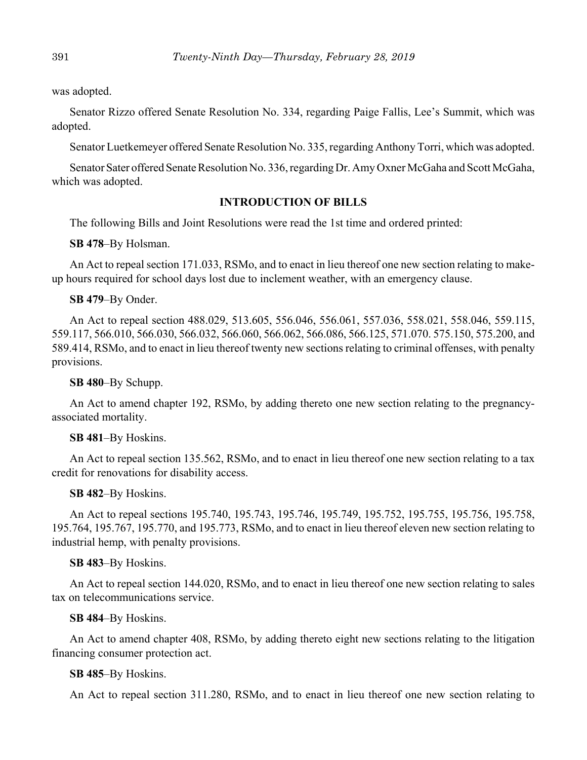was adopted.

Senator Rizzo offered Senate Resolution No. 334, regarding Paige Fallis, Lee's Summit, which was adopted.

Senator Luetkemeyer offered Senate Resolution No. 335, regarding Anthony Torri, which was adopted.

Senator Sater offered Senate Resolution No. 336, regarding Dr. Amy Oxner McGaha and Scott McGaha, which was adopted.

## INTRODUCTION OF BILLS

The following Bills and Joint Resolutions were read the 1st time and ordered printed:

**SB 478**–By Holsman.

An Act to repeal section 171.033, RSMo, and to enact in lieu thereof one new section relating to make-up hours required for school days lost due to inclement weather, with an emergency clause.

**SB 479**–By Onder.

An Act to repeal section 488.029, 513.605, 556.046, 556.061, 557.036, 558.021, 558.046, 559.115, 559.117, 566.010, 566.030, 566.032, 566.060, 566.062, 566.086, 566.125, 571.070. 575.150, 575.200, and 589.414, RSMo, and to enact in lieu thereof twenty new sections relating to criminal offenses, with penalty provisions.

**SB 480**–By Schupp.

An Act to amend chapter 192, RSMo, by adding thereto one new section relating to the pregnancy-associated mortality.

**SB 481**–By Hoskins.

An Act to repeal section 135.562, RSMo, and to enact in lieu thereof one new section relating to a tax credit for renovations for disability access.

**SB 482**–By Hoskins.

An Act to repeal sections 195.740, 195.743, 195.746, 195.749, 195.752, 195.755, 195.756, 195.758, 195.764, 195.767, 195.770, and 195.773, RSMo, and to enact in lieu thereof eleven new section relating to industrial hemp, with penalty provisions.

**SB 483**–By Hoskins.

An Act to repeal section 144.020, RSMo, and to enact in lieu thereof one new section relating to sales tax on telecommunications service.

**SB 484**–By Hoskins.

An Act to amend chapter 408, RSMo, by adding thereto eight new sections relating to the litigation financing consumer protection act.

**SB 485**–By Hoskins.

An Act to repeal section 311.280, RSMo, and to enact in lieu thereof one new section relating to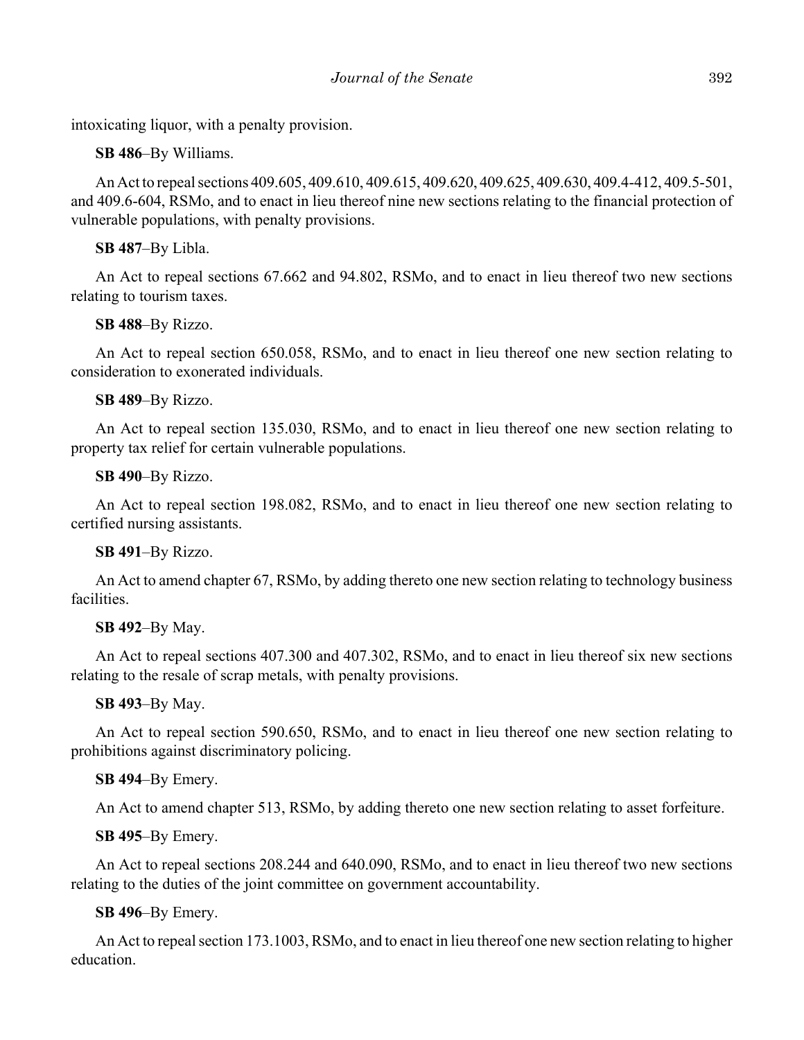intoxicating liquor, with a penalty provision.

**SB 486**–By Williams.

An Act to repeal sections 409.605, 409.610, 409.615, 409.620, 409.625, 409.630, 409.4-412, 409.5-501, and 409.6-604, RSMo, and to enact in lieu thereof nine new sections relating to the financial protection of vulnerable populations, with penalty provisions.

**SB 487**–By Libla.

An Act to repeal sections 67.662 and 94.802, RSMo, and to enact in lieu thereof two new sections relating to tourism taxes.

**SB 488**–By Rizzo.

An Act to repeal section 650.058, RSMo, and to enact in lieu thereof one new section relating to consideration to exonerated individuals.

**SB 489**–By Rizzo.

An Act to repeal section 135.030, RSMo, and to enact in lieu thereof one new section relating to property tax relief for certain vulnerable populations.

**SB 490**–By Rizzo.

An Act to repeal section 198.082, RSMo, and to enact in lieu thereof one new section relating to certified nursing assistants.

**SB 491**–By Rizzo.

An Act to amend chapter 67, RSMo, by adding thereto one new section relating to technology business facilities.

**SB 492**–By May.

An Act to repeal sections 407.300 and 407.302, RSMo, and to enact in lieu thereof six new sections relating to the resale of scrap metals, with penalty provisions.

**SB 493**–By May.

An Act to repeal section 590.650, RSMo, and to enact in lieu thereof one new section relating to prohibitions against discriminatory policing.

**SB 494**–By Emery.

An Act to amend chapter 513, RSMo, by adding thereto one new section relating to asset forfeiture.

**SB 495**–By Emery.

An Act to repeal sections 208.244 and 640.090, RSMo, and to enact in lieu thereof two new sections relating to the duties of the joint committee on government accountability.

**SB 496**–By Emery.

An Act to repeal section 173.1003, RSMo, and to enact in lieu thereof one new section relating to higher education.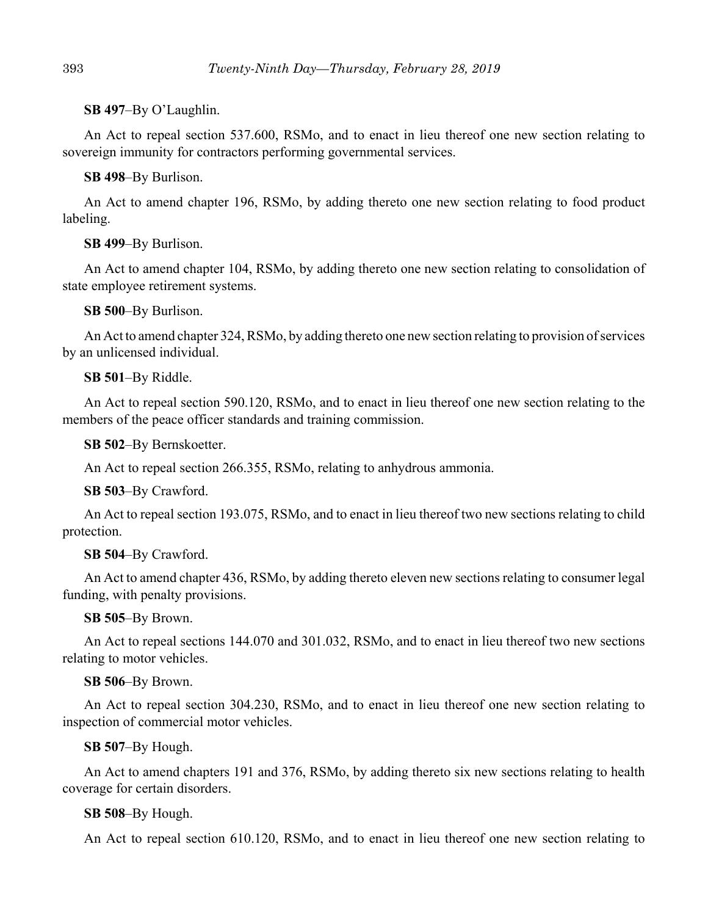**SB 497**–By O'Laughlin.

An Act to repeal section 537.600, RSMo, and to enact in lieu thereof one new section relating to sovereign immunity for contractors performing governmental services.

**SB 498**–By Burlison.

An Act to amend chapter 196, RSMo, by adding thereto one new section relating to food product labeling.

**SB 499**–By Burlison.

An Act to amend chapter 104, RSMo, by adding thereto one new section relating to consolidation of state employee retirement systems.

**SB 500**–By Burlison.

An Act to amend chapter 324, RSMo, by adding thereto one new section relating to provision of services by an unlicensed individual.

**SB 501**–By Riddle.

An Act to repeal section 590.120, RSMo, and to enact in lieu thereof one new section relating to the members of the peace officer standards and training commission.

**SB 502**–By Bernskoetter.

An Act to repeal section 266.355, RSMo, relating to anhydrous ammonia.

**SB 503**–By Crawford.

An Act to repeal section 193.075, RSMo, and to enact in lieu thereof two new sections relating to child protection.

**SB 504**–By Crawford.

An Act to amend chapter 436, RSMo, by adding thereto eleven new sections relating to consumer legal funding, with penalty provisions.

**SB 505**–By Brown.

An Act to repeal sections 144.070 and 301.032, RSMo, and to enact in lieu thereof two new sections relating to motor vehicles.

**SB 506**–By Brown.

An Act to repeal section 304.230, RSMo, and to enact in lieu thereof one new section relating to inspection of commercial motor vehicles.

**SB 507**–By Hough.

An Act to amend chapters 191 and 376, RSMo, by adding thereto six new sections relating to health coverage for certain disorders.

**SB 508**–By Hough.

An Act to repeal section 610.120, RSMo, and to enact in lieu thereof one new section relating to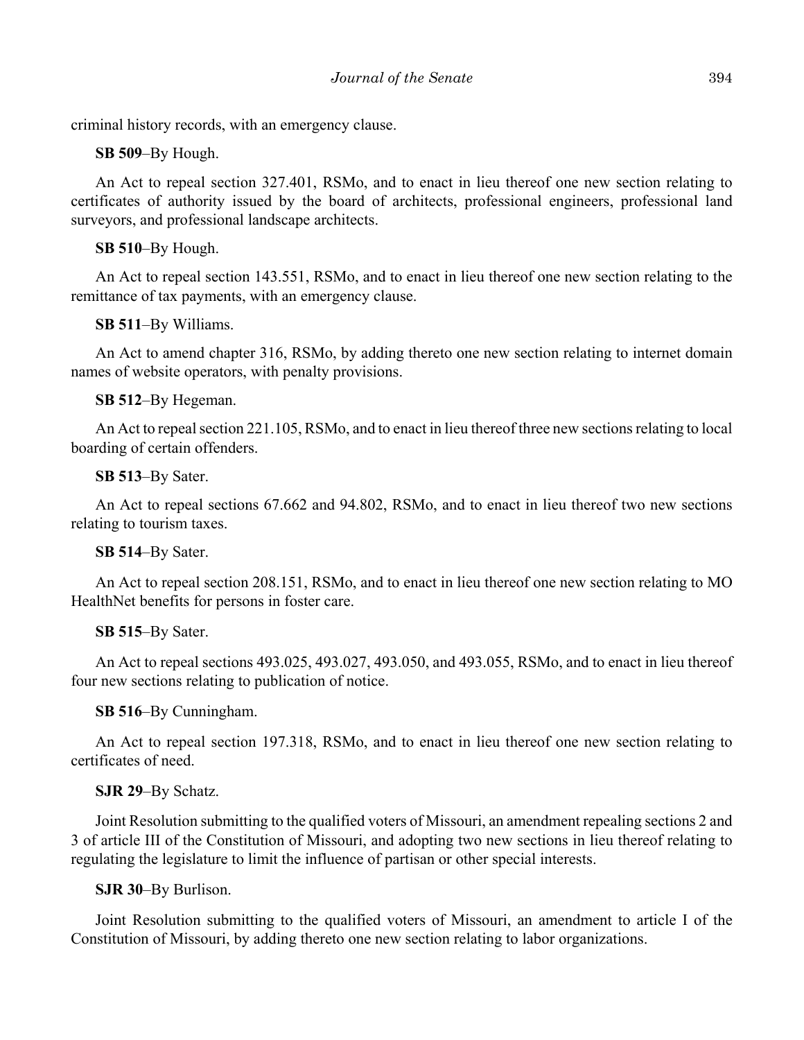criminal history records, with an emergency clause.

**SB 509**–By Hough.

An Act to repeal section 327.401, RSMo, and to enact in lieu thereof one new section relating to certificates of authority issued by the board of architects, professional engineers, professional land surveyors, and professional landscape architects.

**SB 510**–By Hough.

An Act to repeal section 143.551, RSMo, and to enact in lieu thereof one new section relating to the remittance of tax payments, with an emergency clause.

**SB 511**–By Williams.

An Act to amend chapter 316, RSMo, by adding thereto one new section relating to internet domain names of website operators, with penalty provisions.

**SB 512**–By Hegeman.

An Act to repeal section 221.105, RSMo, and to enact in lieu thereof three new sections relating to local boarding of certain offenders.

**SB 513**–By Sater.

An Act to repeal sections 67.662 and 94.802, RSMo, and to enact in lieu thereof two new sections relating to tourism taxes.

**SB 514**–By Sater.

An Act to repeal section 208.151, RSMo, and to enact in lieu thereof one new section relating to MO HealthNet benefits for persons in foster care.

**SB 515**–By Sater.

An Act to repeal sections 493.025, 493.027, 493.050, and 493.055, RSMo, and to enact in lieu thereof four new sections relating to publication of notice.

**SB 516**–By Cunningham.

An Act to repeal section 197.318, RSMo, and to enact in lieu thereof one new section relating to certificates of need.

**SJR 29**–By Schatz.

Joint Resolution submitting to the qualified voters of Missouri, an amendment repealing sections 2 and 3 of article III of the Constitution of Missouri, and adopting two new sections in lieu thereof relating to regulating the legislature to limit the influence of partisan or other special interests.

**SJR 30**–By Burlison.

Joint Resolution submitting to the qualified voters of Missouri, an amendment to article I of the Constitution of Missouri, by adding thereto one new section relating to labor organizations.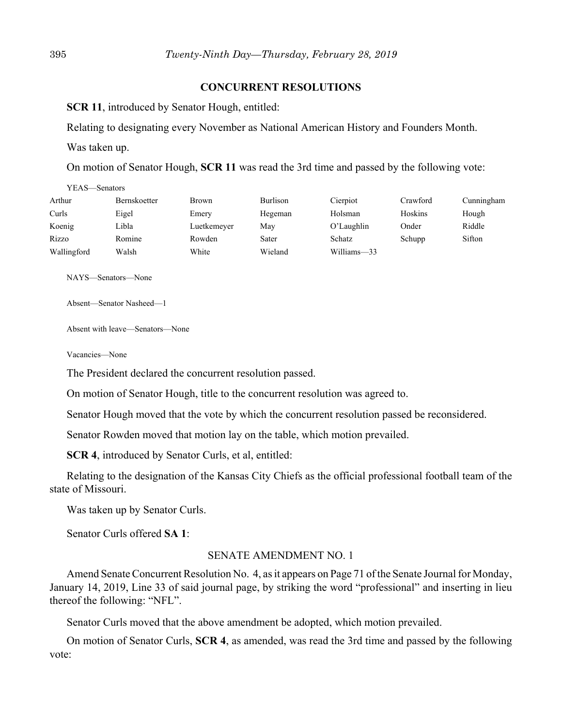## CONCURRENT RESOLUTIONS

**SCR 11**, introduced by Senator Hough, entitled:

Relating to designating every November as National American History and Founders Month.

Was taken up.

On motion of Senator Hough, **SCR 11** was read the 3rd time and passed by the following vote:

YEAS—Senators

| | | | | | | |
|---|---|---|---|---|---|---|
| Arthur | Bernskoetter | Brown | Burlison | Cierpiot | Crawford | Cunningham |
| Curls | Eigel | Emery | Hegeman | Holsman | Hoskins | Hough |
| Koenig | Libla | Luetkemeyer | May | O'Laughlin | Onder | Riddle |
| Rizzo | Romine | Rowden | Sater | Schatz | Schupp | Sifton |
| Wallingford | Walsh | White | Wieland | Williams—33 | | |

NAYS—Senators—None

Absent—Senator Nasheed—1

Absent with leave—Senators—None

Vacancies—None

The President declared the concurrent resolution passed.

On motion of Senator Hough, title to the concurrent resolution was agreed to.

Senator Hough moved that the vote by which the concurrent resolution passed be reconsidered.

Senator Rowden moved that motion lay on the table, which motion prevailed.

**SCR 4**, introduced by Senator Curls, et al, entitled:

Relating to the designation of the Kansas City Chiefs as the official professional football team of the state of Missouri.

Was taken up by Senator Curls.

Senator Curls offered **SA 1**:

SENATE AMENDMENT NO. 1

Amend Senate Concurrent Resolution No. 4, as it appears on Page 71 of the Senate Journal for Monday, January 14, 2019, Line 33 of said journal page, by striking the word "professional" and inserting in lieu thereof the following: "NFL".

Senator Curls moved that the above amendment be adopted, which motion prevailed.

On motion of Senator Curls, **SCR 4**, as amended, was read the 3rd time and passed by the following vote: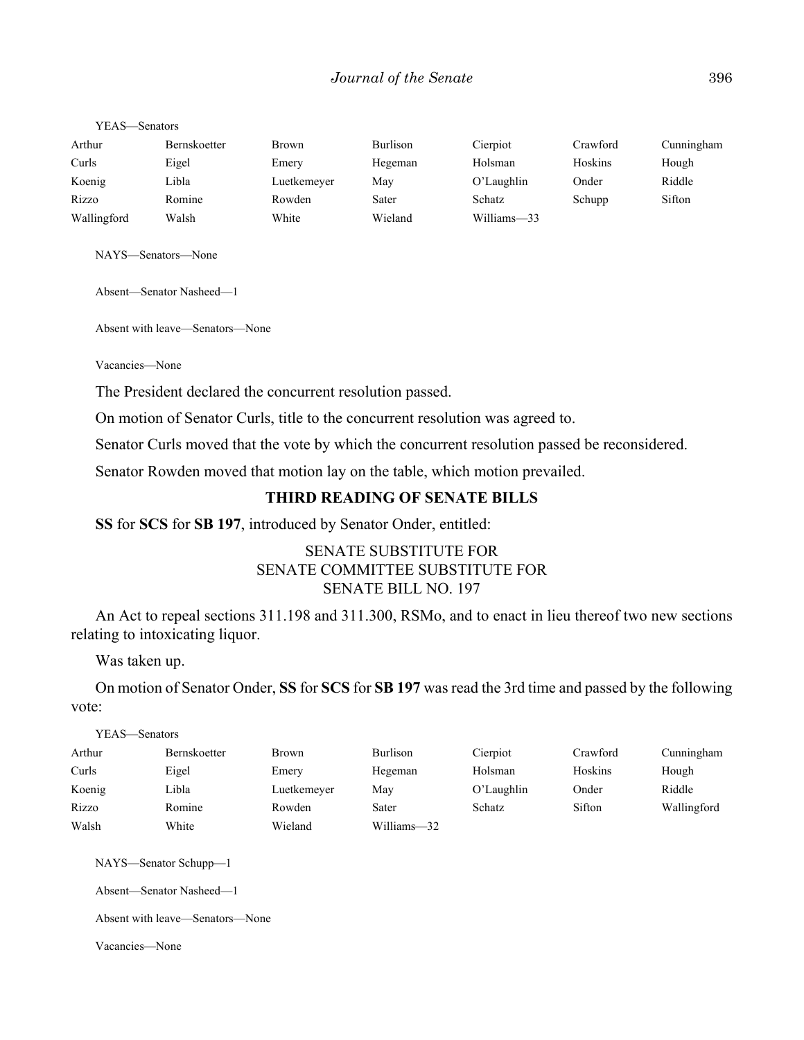YEAS—Senators

| Arthur | Bernskoetter | Brown | Burlison | Cierpiot | Crawford | Cunningham |
|---|---|---|---|---|---|---|
| Curls | Eigel | Emery | Hegeman | Holsman | Hoskins | Hough |
| Koenig | Libla | Luetkemeyer | May | O'Laughlin | Onder | Riddle |
| Rizzo | Romine | Rowden | Sater | Schatz | Schupp | Sifton |
| Wallingford | Walsh | White | Wieland | Williams—33 | | |

NAYS—Senators—None

Absent—Senator Nasheed—1

Absent with leave—Senators—None

Vacancies—None

The President declared the concurrent resolution passed.

On motion of Senator Curls, title to the concurrent resolution was agreed to.

Senator Curls moved that the vote by which the concurrent resolution passed be reconsidered.

Senator Rowden moved that motion lay on the table, which motion prevailed.

## THIRD READING OF SENATE BILLS

**SS** for **SCS** for **SB 197**, introduced by Senator Onder, entitled:

SENATE SUBSTITUTE FOR
SENATE COMMITTEE SUBSTITUTE FOR
SENATE BILL NO. 197

An Act to repeal sections 311.198 and 311.300, RSMo, and to enact in lieu thereof two new sections relating to intoxicating liquor.

Was taken up.

On motion of Senator Onder, **SS** for **SCS** for **SB 197** was read the 3rd time and passed by the following vote:

YEAS—Senators

| Arthur | Bernskoetter | Brown | Burlison | Cierpiot | Crawford | Cunningham |
|---|---|---|---|---|---|---|
| Curls | Eigel | Emery | Hegeman | Holsman | Hoskins | Hough |
| Koenig | Libla | Luetkemeyer | May | O'Laughlin | Onder | Riddle |
| Rizzo | Romine | Rowden | Sater | Schatz | Sifton | Wallingford |
| Walsh | White | Wieland | Williams—32 | | | |

NAYS—Senator Schupp—1

Absent—Senator Nasheed—1

Absent with leave—Senators—None

Vacancies—None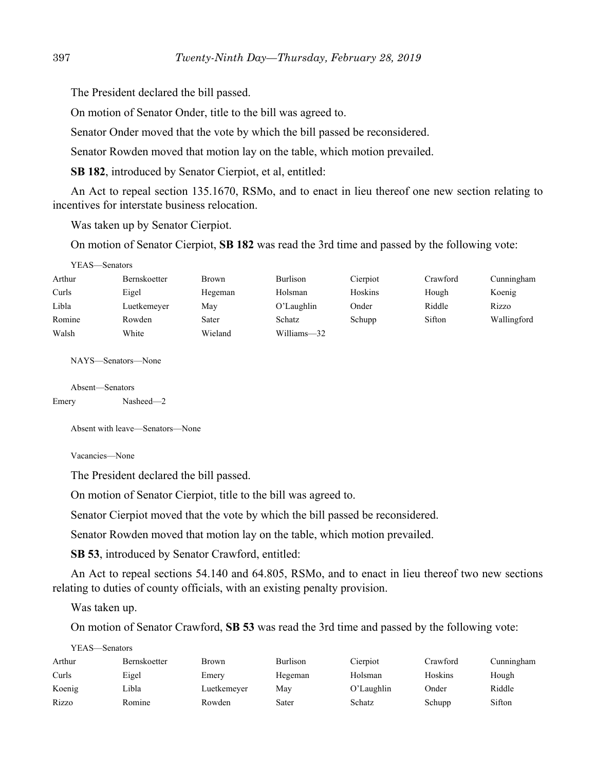The President declared the bill passed.

On motion of Senator Onder, title to the bill was agreed to.

Senator Onder moved that the vote by which the bill passed be reconsidered.

Senator Rowden moved that motion lay on the table, which motion prevailed.

**SB 182**, introduced by Senator Cierpiot, et al, entitled:

An Act to repeal section 135.1670, RSMo, and to enact in lieu thereof one new section relating to incentives for interstate business relocation.

Was taken up by Senator Cierpiot.

On motion of Senator Cierpiot, **SB 182** was read the 3rd time and passed by the following vote:

YEAS—Senators

| | | | | | | |
|---|---|---|---|---|---|---|
| Arthur | Bernskoetter | Brown | Burlison | Cierpiot | Crawford | Cunningham |
| Curls | Eigel | Hegeman | Holsman | Hoskins | Hough | Koenig |
| Libla | Luetkemeyer | May | O'Laughlin | Onder | Riddle | Rizzo |
| Romine | Rowden | Sater | Schatz | Schupp | Sifton | Wallingford |
| Walsh | White | Wieland | Williams—32 | | | |

NAYS—Senators—None

Absent—Senators

| | |
|---|---|
| Emery | Nasheed—2 |

Absent with leave—Senators—None

Vacancies—None

The President declared the bill passed.

On motion of Senator Cierpiot, title to the bill was agreed to.

Senator Cierpiot moved that the vote by which the bill passed be reconsidered.

Senator Rowden moved that motion lay on the table, which motion prevailed.

**SB 53**, introduced by Senator Crawford, entitled:

An Act to repeal sections 54.140 and 64.805, RSMo, and to enact in lieu thereof two new sections relating to duties of county officials, with an existing penalty provision.

Was taken up.

On motion of Senator Crawford, **SB 53** was read the 3rd time and passed by the following vote:

YEAS—Senators

| | | | | | | |
|---|---|---|---|---|---|---|
| Arthur | Bernskoetter | Brown | Burlison | Cierpiot | Crawford | Cunningham |
| Curls | Eigel | Emery | Hegeman | Holsman | Hoskins | Hough |
| Koenig | Libla | Luetkemeyer | May | O'Laughlin | Onder | Riddle |
| Rizzo | Romine | Rowden | Sater | Schatz | Schupp | Sifton |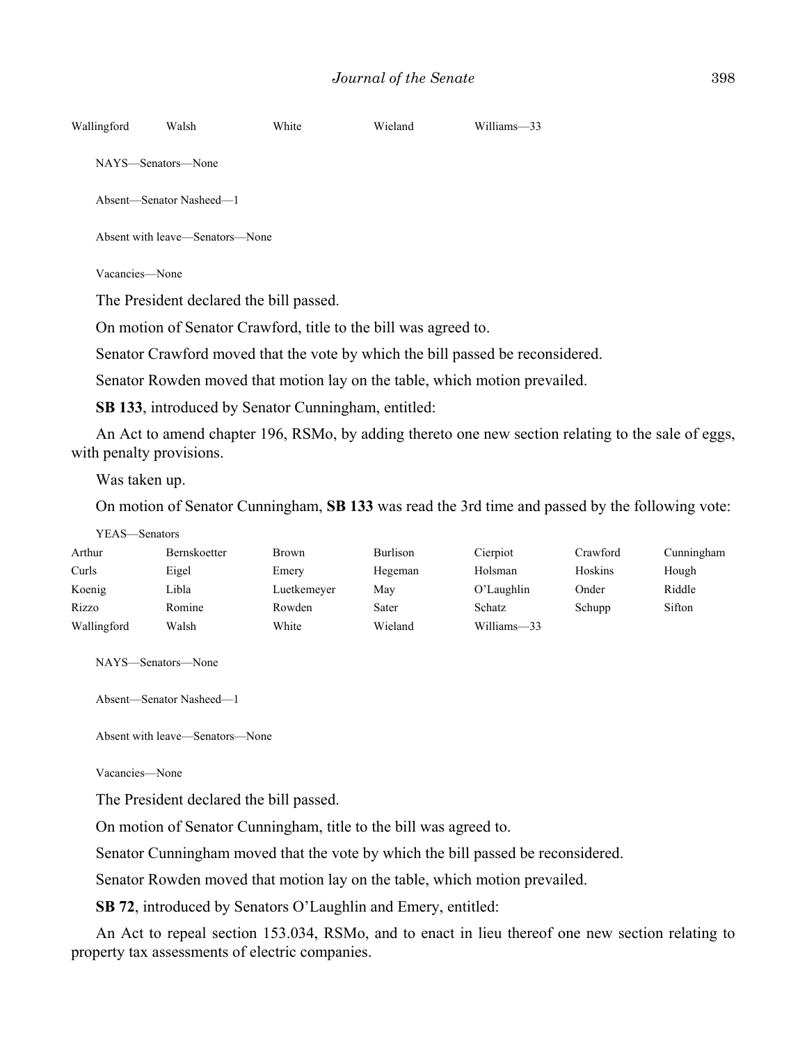| | | | | | | |
|---|---|---|---|---|---|---|
| Wallingford | Walsh | White | Wieland | Williams—33 | | |

NAYS—Senators—None

Absent—Senator Nasheed—1

Absent with leave—Senators—None

Vacancies—None

The President declared the bill passed.

On motion of Senator Crawford, title to the bill was agreed to.

Senator Crawford moved that the vote by which the bill passed be reconsidered.

Senator Rowden moved that motion lay on the table, which motion prevailed.

**SB 133**, introduced by Senator Cunningham, entitled:

An Act to amend chapter 196, RSMo, by adding thereto one new section relating to the sale of eggs, with penalty provisions.

Was taken up.

On motion of Senator Cunningham, **SB 133** was read the 3rd time and passed by the following vote:

YEAS—Senators

| | | | | | | |
|---|---|---|---|---|---|---|
| Arthur | Bernskoetter | Brown | Burlison | Cierpiot | Crawford | Cunningham |
| Curls | Eigel | Emery | Hegeman | Holsman | Hoskins | Hough |
| Koenig | Libla | Luetkemeyer | May | O'Laughlin | Onder | Riddle |
| Rizzo | Romine | Rowden | Sater | Schatz | Schupp | Sifton |
| Wallingford | Walsh | White | Wieland | Williams—33 | | |

NAYS—Senators—None

Absent—Senator Nasheed—1

Absent with leave—Senators—None

Vacancies—None

The President declared the bill passed.

On motion of Senator Cunningham, title to the bill was agreed to.

Senator Cunningham moved that the vote by which the bill passed be reconsidered.

Senator Rowden moved that motion lay on the table, which motion prevailed.

**SB 72**, introduced by Senators O'Laughlin and Emery, entitled:

An Act to repeal section 153.034, RSMo, and to enact in lieu thereof one new section relating to property tax assessments of electric companies.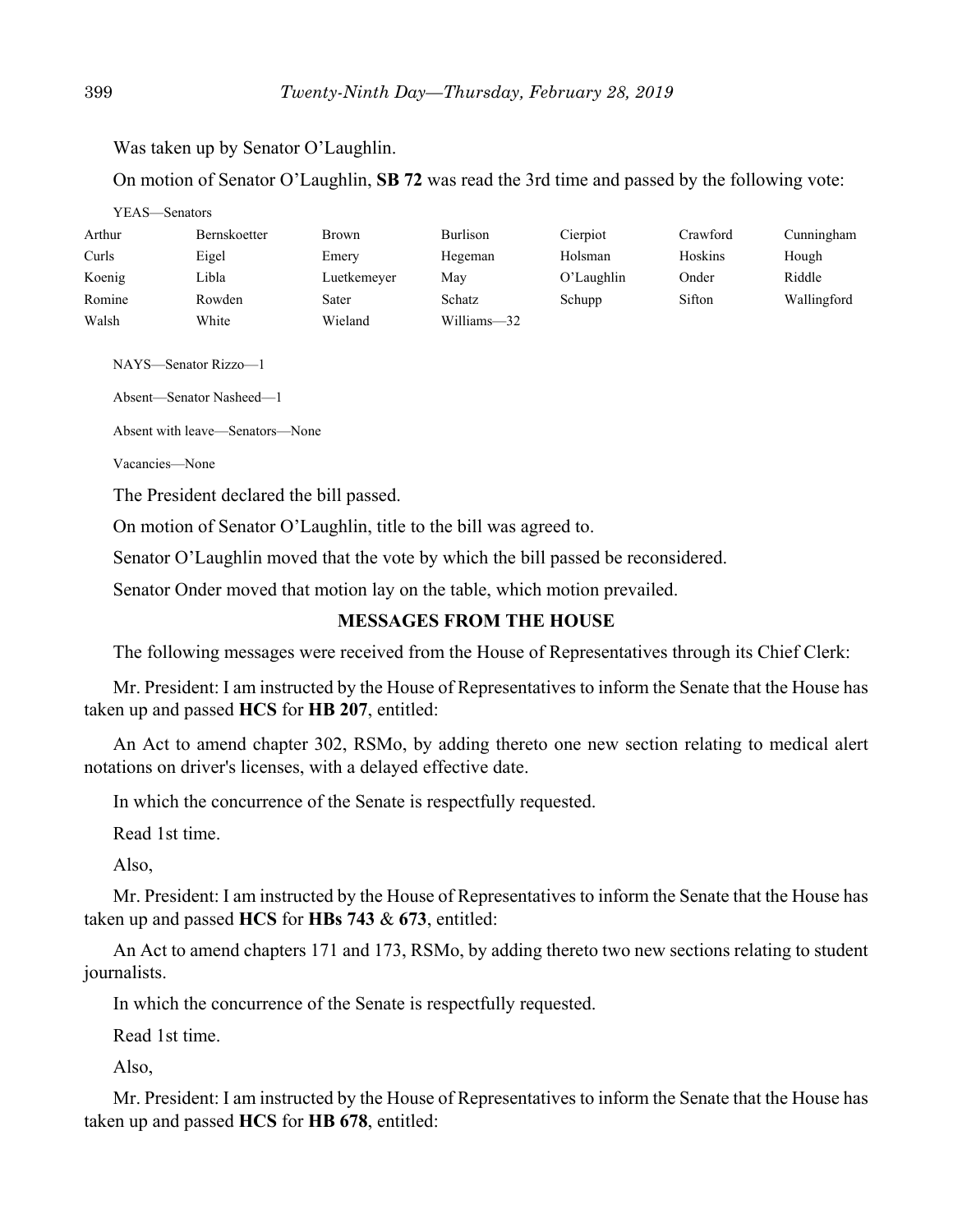Was taken up by Senator O'Laughlin.

On motion of Senator O'Laughlin, **SB 72** was read the 3rd time and passed by the following vote:

YEAS—Senators

| | | | | | | |
|---|---|---|---|---|---|---|
| Arthur | Bernskoetter | Brown | Burlison | Cierpiot | Crawford | Cunningham |
| Curls | Eigel | Emery | Hegeman | Holsman | Hoskins | Hough |
| Koenig | Libla | Luetkemeyer | May | O'Laughlin | Onder | Riddle |
| Romine | Rowden | Sater | Schatz | Schupp | Sifton | Wallingford |
| Walsh | White | Wieland | Williams—32 | | | |

NAYS—Senator Rizzo—1

Absent—Senator Nasheed—1

Absent with leave—Senators—None

Vacancies—None

The President declared the bill passed.

On motion of Senator O'Laughlin, title to the bill was agreed to.

Senator O'Laughlin moved that the vote by which the bill passed be reconsidered.

Senator Onder moved that motion lay on the table, which motion prevailed.

## MESSAGES FROM THE HOUSE

The following messages were received from the House of Representatives through its Chief Clerk:

Mr. President: I am instructed by the House of Representatives to inform the Senate that the House has taken up and passed **HCS** for **HB 207**, entitled:

An Act to amend chapter 302, RSMo, by adding thereto one new section relating to medical alert notations on driver's licenses, with a delayed effective date.

In which the concurrence of the Senate is respectfully requested.

Read 1st time.

Also,

Mr. President: I am instructed by the House of Representatives to inform the Senate that the House has taken up and passed **HCS** for **HBs 743** & **673**, entitled:

An Act to amend chapters 171 and 173, RSMo, by adding thereto two new sections relating to student journalists.

In which the concurrence of the Senate is respectfully requested.

Read 1st time.

Also,

Mr. President: I am instructed by the House of Representatives to inform the Senate that the House has taken up and passed **HCS** for **HB 678**, entitled: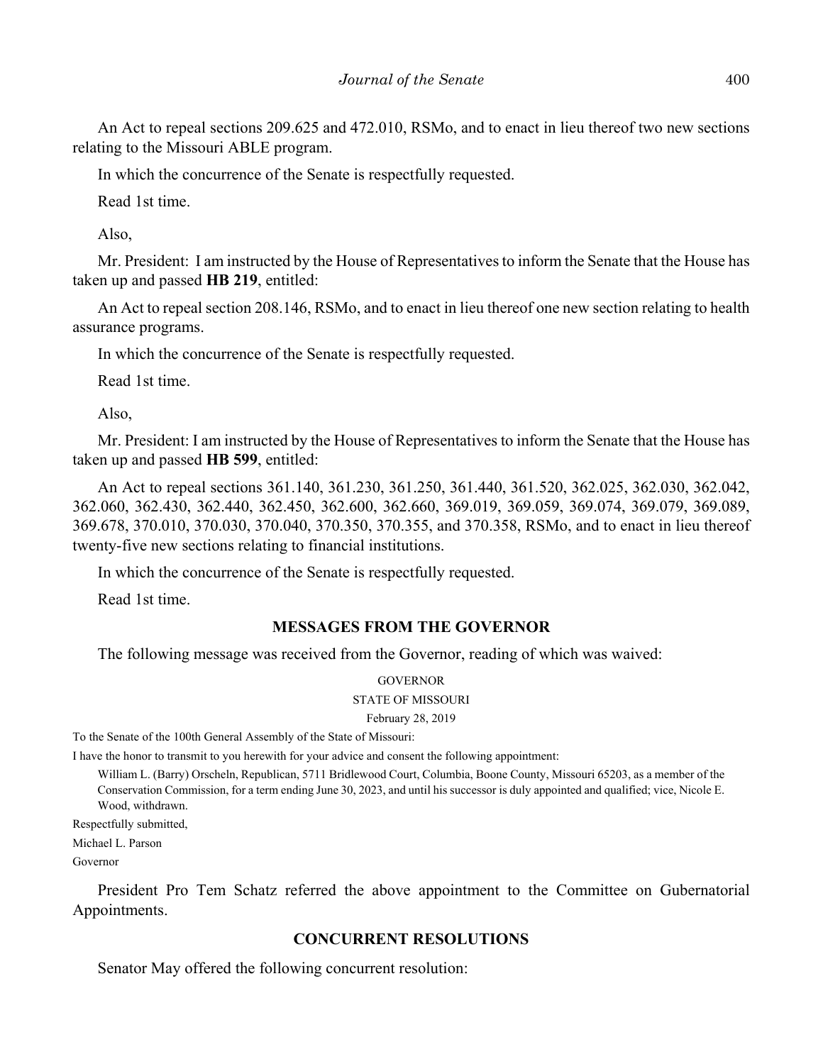An Act to repeal sections 209.625 and 472.010, RSMo, and to enact in lieu thereof two new sections relating to the Missouri ABLE program.

In which the concurrence of the Senate is respectfully requested.

Read 1st time.

Also,

Mr. President: I am instructed by the House of Representatives to inform the Senate that the House has taken up and passed **HB 219**, entitled:

An Act to repeal section 208.146, RSMo, and to enact in lieu thereof one new section relating to health assurance programs.

In which the concurrence of the Senate is respectfully requested.

Read 1st time.

Also,

Mr. President: I am instructed by the House of Representatives to inform the Senate that the House has taken up and passed **HB 599**, entitled:

An Act to repeal sections 361.140, 361.230, 361.250, 361.440, 361.520, 362.025, 362.030, 362.042, 362.060, 362.430, 362.440, 362.450, 362.600, 362.660, 369.019, 369.059, 369.074, 369.079, 369.089, 369.678, 370.010, 370.030, 370.040, 370.350, 370.355, and 370.358, RSMo, and to enact in lieu thereof twenty-five new sections relating to financial institutions.

In which the concurrence of the Senate is respectfully requested.

Read 1st time.

## MESSAGES FROM THE GOVERNOR

The following message was received from the Governor, reading of which was waived:

GOVERNOR

STATE OF MISSOURI

February 28, 2019

To the Senate of the 100th General Assembly of the State of Missouri:

I have the honor to transmit to you herewith for your advice and consent the following appointment:

William L. (Barry) Orscheln, Republican, 5711 Bridlewood Court, Columbia, Boone County, Missouri 65203, as a member of the Conservation Commission, for a term ending June 30, 2023, and until his successor is duly appointed and qualified; vice, Nicole E. Wood, withdrawn.

Respectfully submitted,

Michael L. Parson

Governor

President Pro Tem Schatz referred the above appointment to the Committee on Gubernatorial Appointments.

## CONCURRENT RESOLUTIONS

Senator May offered the following concurrent resolution: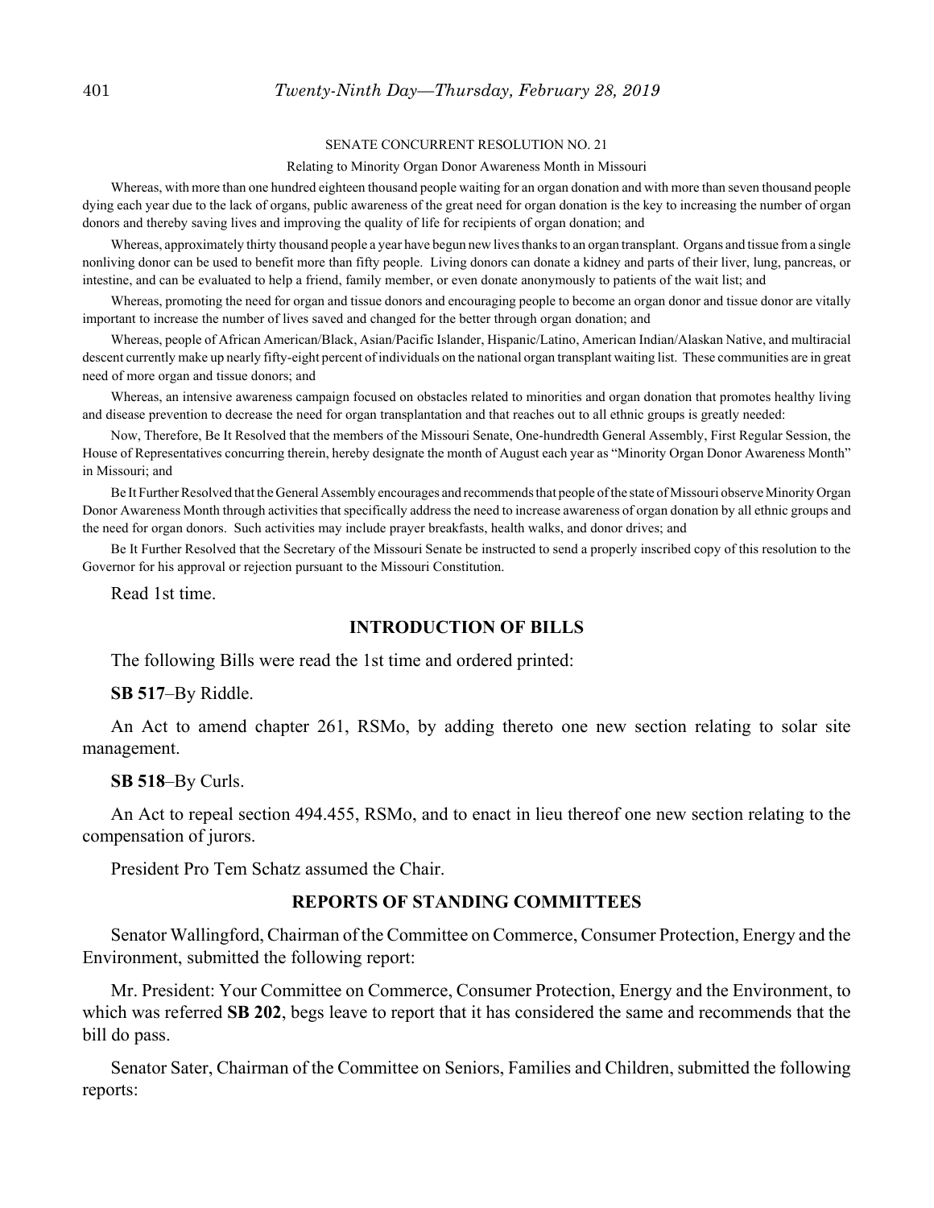SENATE CONCURRENT RESOLUTION NO. 21

Relating to Minority Organ Donor Awareness Month in Missouri

Whereas, with more than one hundred eighteen thousand people waiting for an organ donation and with more than seven thousand people dying each year due to the lack of organs, public awareness of the great need for organ donation is the key to increasing the number of organ donors and thereby saving lives and improving the quality of life for recipients of organ donation; and

Whereas, approximately thirty thousand people a year have begun new lives thanks to an organ transplant. Organs and tissue from a single nonliving donor can be used to benefit more than fifty people. Living donors can donate a kidney and parts of their liver, lung, pancreas, or intestine, and can be evaluated to help a friend, family member, or even donate anonymously to patients of the wait list; and

Whereas, promoting the need for organ and tissue donors and encouraging people to become an organ donor and tissue donor are vitally important to increase the number of lives saved and changed for the better through organ donation; and

Whereas, people of African American/Black, Asian/Pacific Islander, Hispanic/Latino, American Indian/Alaskan Native, and multiracial descent currently make up nearly fifty-eight percent of individuals on the national organ transplant waiting list. These communities are in great need of more organ and tissue donors; and

Whereas, an intensive awareness campaign focused on obstacles related to minorities and organ donation that promotes healthy living and disease prevention to decrease the need for organ transplantation and that reaches out to all ethnic groups is greatly needed:

Now, Therefore, Be It Resolved that the members of the Missouri Senate, One-hundredth General Assembly, First Regular Session, the House of Representatives concurring therein, hereby designate the month of August each year as "Minority Organ Donor Awareness Month" in Missouri; and

Be It Further Resolved that the General Assembly encourages and recommends that people of the state of Missouri observe Minority Organ Donor Awareness Month through activities that specifically address the need to increase awareness of organ donation by all ethnic groups and the need for organ donors. Such activities may include prayer breakfasts, health walks, and donor drives; and

Be It Further Resolved that the Secretary of the Missouri Senate be instructed to send a properly inscribed copy of this resolution to the Governor for his approval or rejection pursuant to the Missouri Constitution.

Read 1st time.

## INTRODUCTION OF BILLS

The following Bills were read the 1st time and ordered printed:

**SB 517**–By Riddle.

An Act to amend chapter 261, RSMo, by adding thereto one new section relating to solar site management.

**SB 518**–By Curls.

An Act to repeal section 494.455, RSMo, and to enact in lieu thereof one new section relating to the compensation of jurors.

President Pro Tem Schatz assumed the Chair.

## REPORTS OF STANDING COMMITTEES

Senator Wallingford, Chairman of the Committee on Commerce, Consumer Protection, Energy and the Environment, submitted the following report:

Mr. President: Your Committee on Commerce, Consumer Protection, Energy and the Environment, to which was referred **SB 202**, begs leave to report that it has considered the same and recommends that the bill do pass.

Senator Sater, Chairman of the Committee on Seniors, Families and Children, submitted the following reports: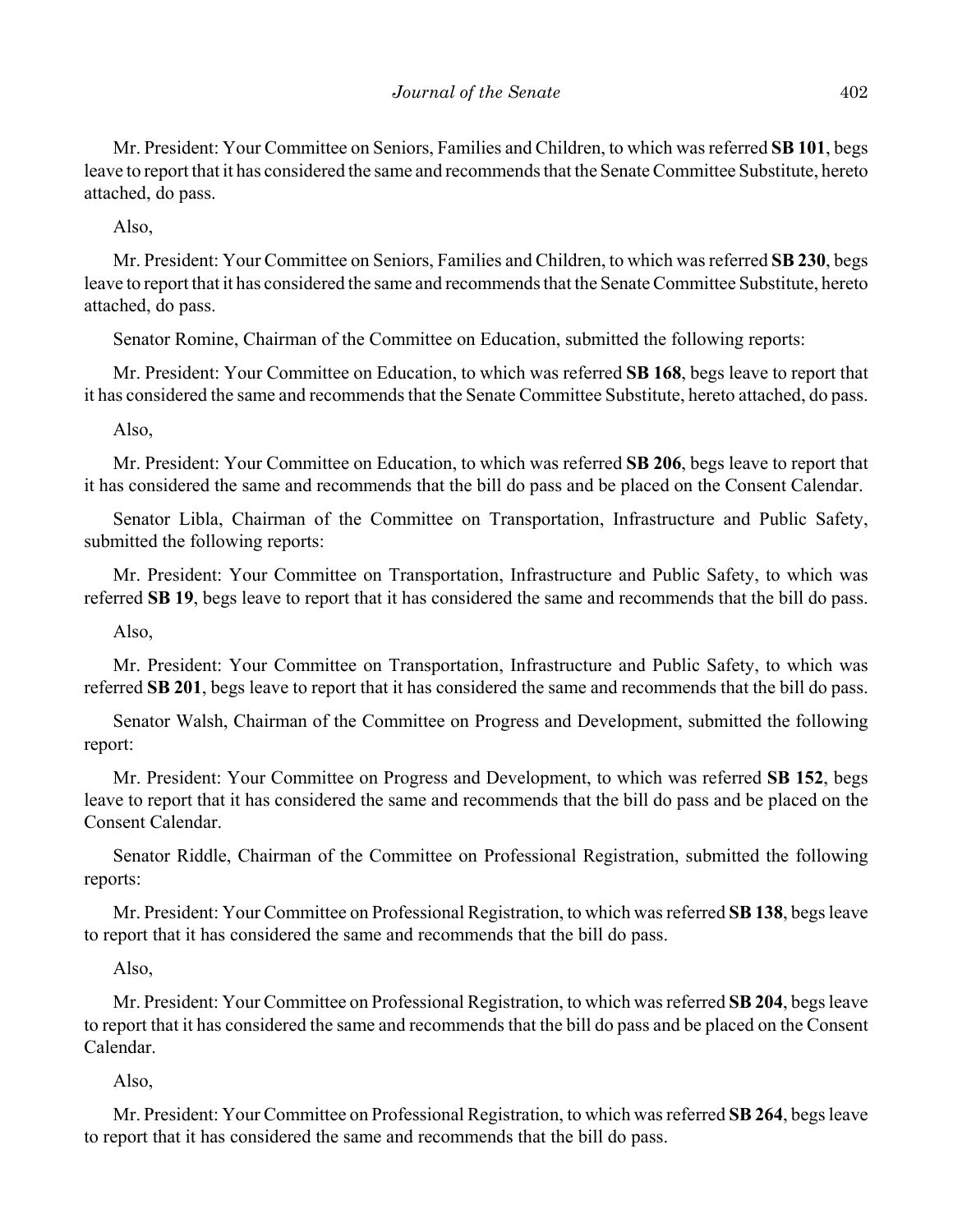Mr. President: Your Committee on Seniors, Families and Children, to which was referred **SB 101**, begs leave to report that it has considered the same and recommends that the Senate Committee Substitute, hereto attached, do pass.

Also,

Mr. President: Your Committee on Seniors, Families and Children, to which was referred **SB 230**, begs leave to report that it has considered the same and recommends that the Senate Committee Substitute, hereto attached, do pass.

Senator Romine, Chairman of the Committee on Education, submitted the following reports:

Mr. President: Your Committee on Education, to which was referred **SB 168**, begs leave to report that it has considered the same and recommends that the Senate Committee Substitute, hereto attached, do pass.

Also,

Mr. President: Your Committee on Education, to which was referred **SB 206**, begs leave to report that it has considered the same and recommends that the bill do pass and be placed on the Consent Calendar.

Senator Libla, Chairman of the Committee on Transportation, Infrastructure and Public Safety, submitted the following reports:

Mr. President: Your Committee on Transportation, Infrastructure and Public Safety, to which was referred **SB 19**, begs leave to report that it has considered the same and recommends that the bill do pass.

Also,

Mr. President: Your Committee on Transportation, Infrastructure and Public Safety, to which was referred **SB 201**, begs leave to report that it has considered the same and recommends that the bill do pass.

Senator Walsh, Chairman of the Committee on Progress and Development, submitted the following report:

Mr. President: Your Committee on Progress and Development, to which was referred **SB 152**, begs leave to report that it has considered the same and recommends that the bill do pass and be placed on the Consent Calendar.

Senator Riddle, Chairman of the Committee on Professional Registration, submitted the following reports:

Mr. President: Your Committee on Professional Registration, to which was referred **SB 138**, begs leave to report that it has considered the same and recommends that the bill do pass.

Also,

Mr. President: Your Committee on Professional Registration, to which was referred **SB 204**, begs leave to report that it has considered the same and recommends that the bill do pass and be placed on the Consent Calendar.

Also,

Mr. President: Your Committee on Professional Registration, to which was referred **SB 264**, begs leave to report that it has considered the same and recommends that the bill do pass.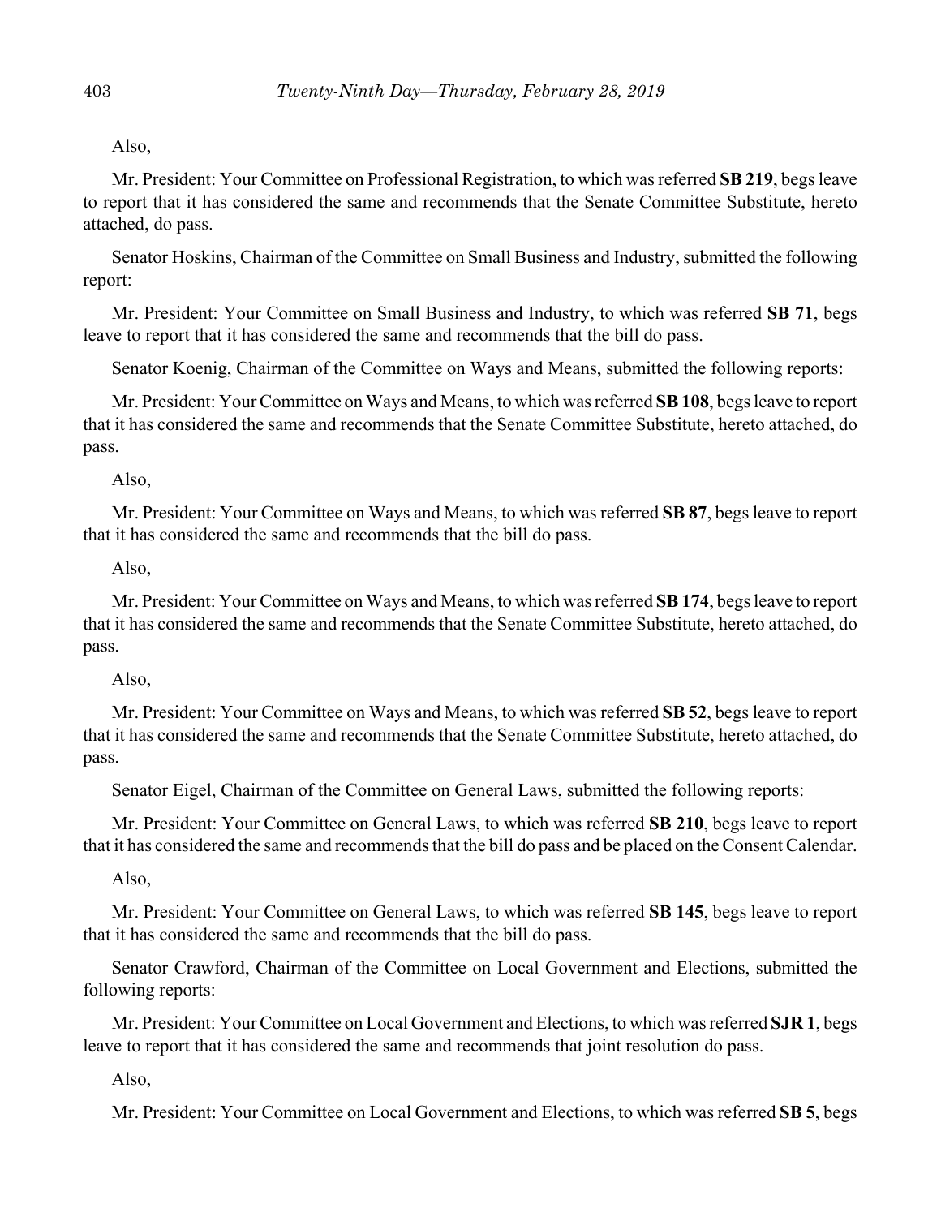Also,

Mr. President: Your Committee on Professional Registration, to which was referred **SB 219**, begs leave to report that it has considered the same and recommends that the Senate Committee Substitute, hereto attached, do pass.

Senator Hoskins, Chairman of the Committee on Small Business and Industry, submitted the following report:

Mr. President: Your Committee on Small Business and Industry, to which was referred **SB 71**, begs leave to report that it has considered the same and recommends that the bill do pass.

Senator Koenig, Chairman of the Committee on Ways and Means, submitted the following reports:

Mr. President: Your Committee on Ways and Means, to which was referred **SB 108**, begs leave to report that it has considered the same and recommends that the Senate Committee Substitute, hereto attached, do pass.

Also,

Mr. President: Your Committee on Ways and Means, to which was referred **SB 87**, begs leave to report that it has considered the same and recommends that the bill do pass.

Also,

Mr. President: Your Committee on Ways and Means, to which was referred **SB 174**, begs leave to report that it has considered the same and recommends that the Senate Committee Substitute, hereto attached, do pass.

Also,

Mr. President: Your Committee on Ways and Means, to which was referred **SB 52**, begs leave to report that it has considered the same and recommends that the Senate Committee Substitute, hereto attached, do pass.

Senator Eigel, Chairman of the Committee on General Laws, submitted the following reports:

Mr. President: Your Committee on General Laws, to which was referred **SB 210**, begs leave to report that it has considered the same and recommends that the bill do pass and be placed on the Consent Calendar.

Also,

Mr. President: Your Committee on General Laws, to which was referred **SB 145**, begs leave to report that it has considered the same and recommends that the bill do pass.

Senator Crawford, Chairman of the Committee on Local Government and Elections, submitted the following reports:

Mr. President: Your Committee on Local Government and Elections, to which was referred **SJR 1**, begs leave to report that it has considered the same and recommends that joint resolution do pass.

Also,

Mr. President: Your Committee on Local Government and Elections, to which was referred **SB 5**, begs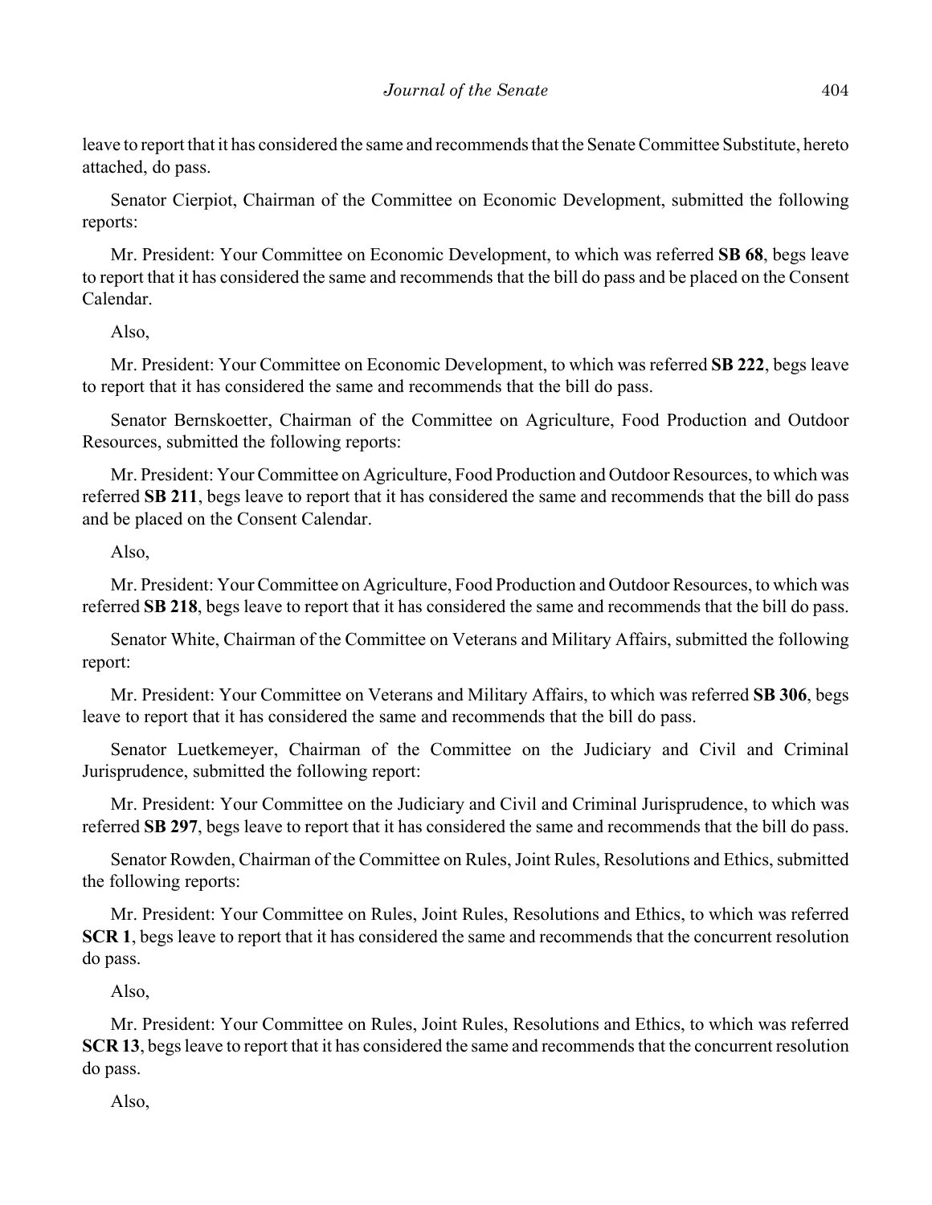leave to report that it has considered the same and recommends that the Senate Committee Substitute, hereto attached, do pass.

Senator Cierpiot, Chairman of the Committee on Economic Development, submitted the following reports:

Mr. President: Your Committee on Economic Development, to which was referred **SB 68**, begs leave to report that it has considered the same and recommends that the bill do pass and be placed on the Consent Calendar.

Also,

Mr. President: Your Committee on Economic Development, to which was referred **SB 222**, begs leave to report that it has considered the same and recommends that the bill do pass.

Senator Bernskoetter, Chairman of the Committee on Agriculture, Food Production and Outdoor Resources, submitted the following reports:

Mr. President: Your Committee on Agriculture, Food Production and Outdoor Resources, to which was referred **SB 211**, begs leave to report that it has considered the same and recommends that the bill do pass and be placed on the Consent Calendar.

Also,

Mr. President: Your Committee on Agriculture, Food Production and Outdoor Resources, to which was referred **SB 218**, begs leave to report that it has considered the same and recommends that the bill do pass.

Senator White, Chairman of the Committee on Veterans and Military Affairs, submitted the following report:

Mr. President: Your Committee on Veterans and Military Affairs, to which was referred **SB 306**, begs leave to report that it has considered the same and recommends that the bill do pass.

Senator Luetkemeyer, Chairman of the Committee on the Judiciary and Civil and Criminal Jurisprudence, submitted the following report:

Mr. President: Your Committee on the Judiciary and Civil and Criminal Jurisprudence, to which was referred **SB 297**, begs leave to report that it has considered the same and recommends that the bill do pass.

Senator Rowden, Chairman of the Committee on Rules, Joint Rules, Resolutions and Ethics, submitted the following reports:

Mr. President: Your Committee on Rules, Joint Rules, Resolutions and Ethics, to which was referred **SCR 1**, begs leave to report that it has considered the same and recommends that the concurrent resolution do pass.

Also,

Mr. President: Your Committee on Rules, Joint Rules, Resolutions and Ethics, to which was referred **SCR 13**, begs leave to report that it has considered the same and recommends that the concurrent resolution do pass.

Also,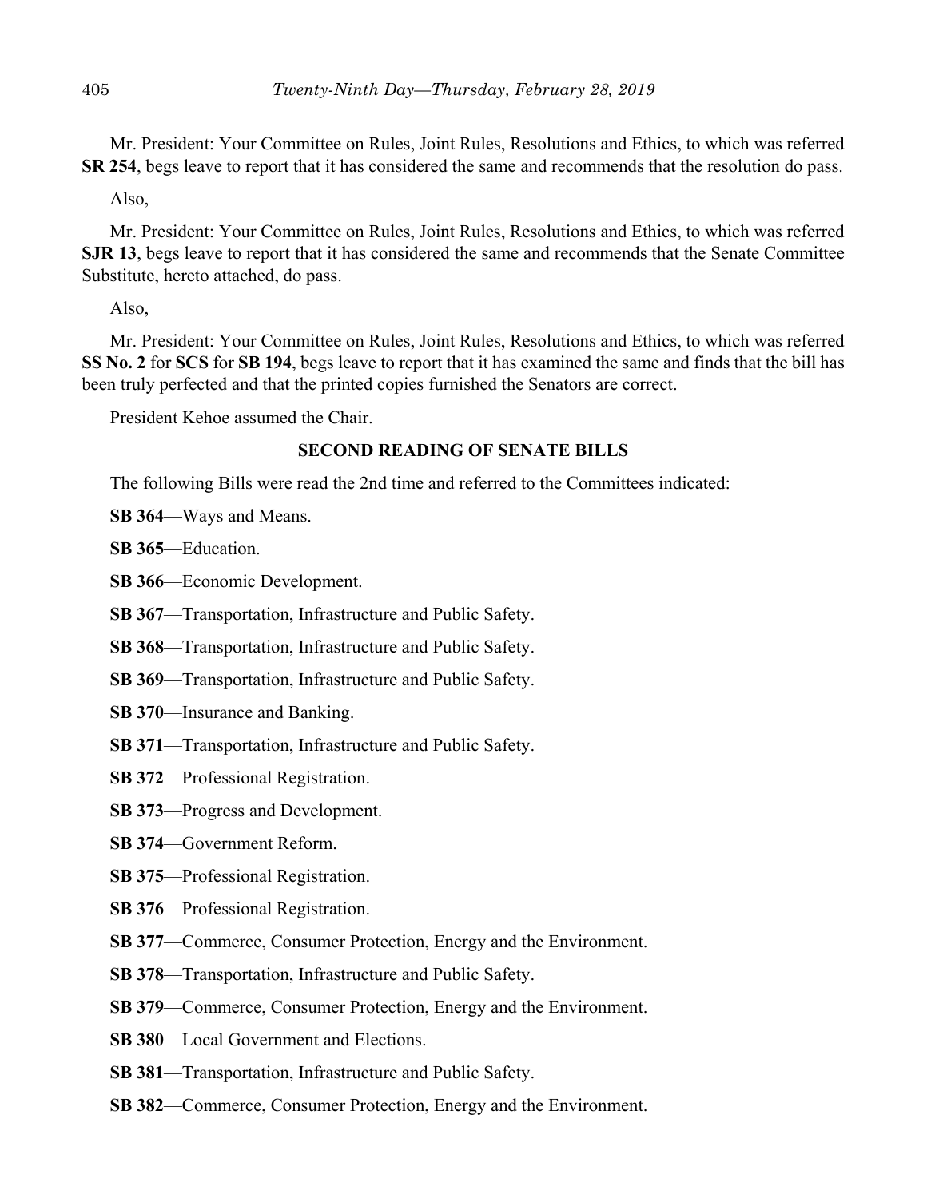Mr. President: Your Committee on Rules, Joint Rules, Resolutions and Ethics, to which was referred **SR 254**, begs leave to report that it has considered the same and recommends that the resolution do pass.

Also,

Mr. President: Your Committee on Rules, Joint Rules, Resolutions and Ethics, to which was referred **SJR 13**, begs leave to report that it has considered the same and recommends that the Senate Committee Substitute, hereto attached, do pass.

Also,

Mr. President: Your Committee on Rules, Joint Rules, Resolutions and Ethics, to which was referred **SS No. 2** for **SCS** for **SB 194**, begs leave to report that it has examined the same and finds that the bill has been truly perfected and that the printed copies furnished the Senators are correct.

President Kehoe assumed the Chair.

## SECOND READING OF SENATE BILLS

The following Bills were read the 2nd time and referred to the Committees indicated:

**SB 364**—Ways and Means.

**SB 365**—Education.

**SB 366**—Economic Development.

**SB 367**—Transportation, Infrastructure and Public Safety.

**SB 368**—Transportation, Infrastructure and Public Safety.

**SB 369**—Transportation, Infrastructure and Public Safety.

**SB 370**—Insurance and Banking.

**SB 371**—Transportation, Infrastructure and Public Safety.

**SB 372**—Professional Registration.

**SB 373**—Progress and Development.

**SB 374**—Government Reform.

**SB 375**—Professional Registration.

**SB 376**—Professional Registration.

**SB 377**—Commerce, Consumer Protection, Energy and the Environment.

**SB 378**—Transportation, Infrastructure and Public Safety.

**SB 379**—Commerce, Consumer Protection, Energy and the Environment.

**SB 380**—Local Government and Elections.

**SB 381**—Transportation, Infrastructure and Public Safety.

**SB 382**—Commerce, Consumer Protection, Energy and the Environment.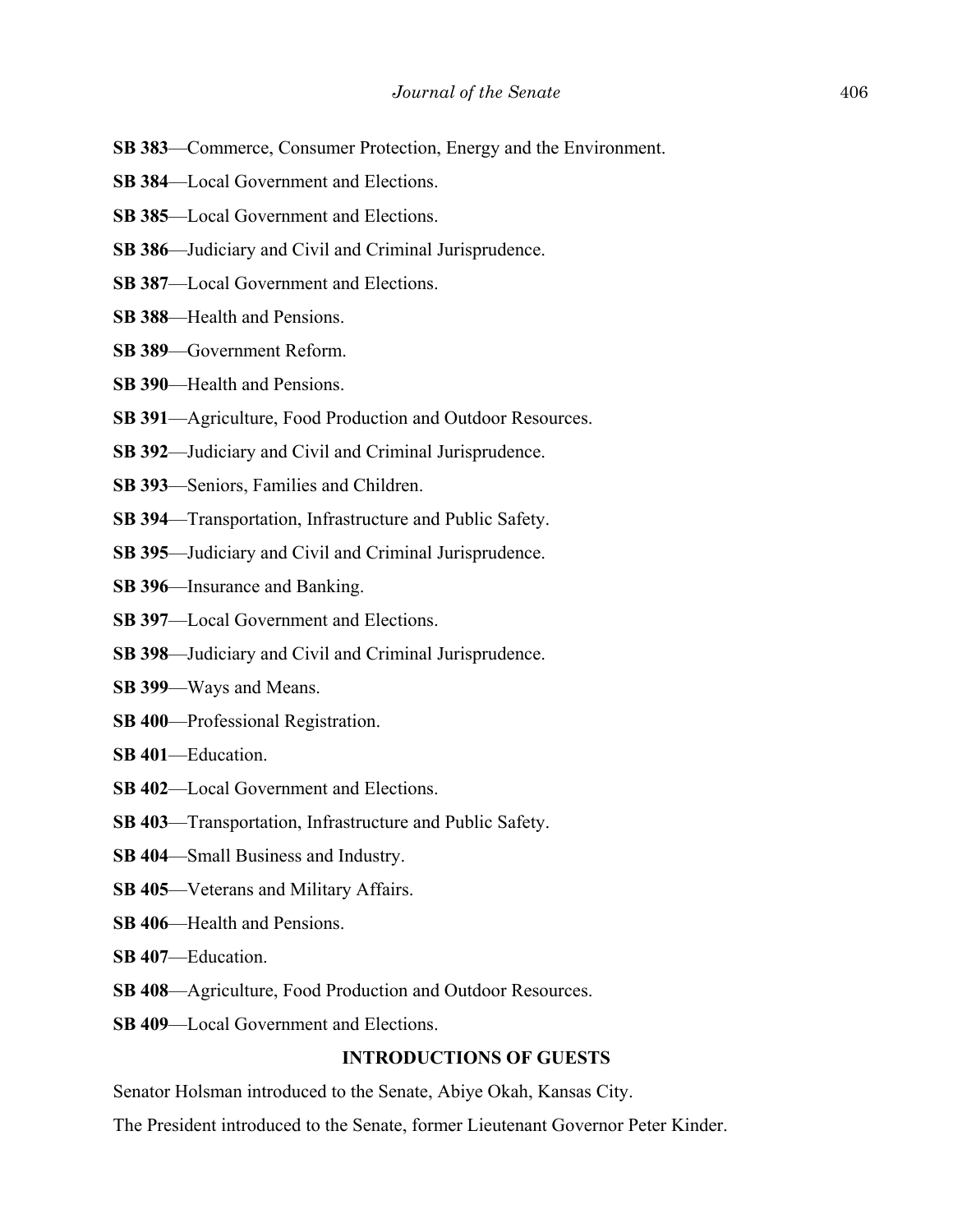**SB 383**—Commerce, Consumer Protection, Energy and the Environment.

**SB 384**—Local Government and Elections.

**SB 385**—Local Government and Elections.

**SB 386**—Judiciary and Civil and Criminal Jurisprudence.

**SB 387**—Local Government and Elections.

**SB 388**—Health and Pensions.

**SB 389**—Government Reform.

**SB 390**—Health and Pensions.

**SB 391**—Agriculture, Food Production and Outdoor Resources.

**SB 392**—Judiciary and Civil and Criminal Jurisprudence.

**SB 393**—Seniors, Families and Children.

**SB 394**—Transportation, Infrastructure and Public Safety.

**SB 395**—Judiciary and Civil and Criminal Jurisprudence.

**SB 396**—Insurance and Banking.

**SB 397**—Local Government and Elections.

**SB 398**—Judiciary and Civil and Criminal Jurisprudence.

**SB 399**—Ways and Means.

**SB 400**—Professional Registration.

**SB 401**—Education.

**SB 402**—Local Government and Elections.

**SB 403**—Transportation, Infrastructure and Public Safety.

**SB 404**—Small Business and Industry.

**SB 405**—Veterans and Military Affairs.

**SB 406**—Health and Pensions.

**SB 407**—Education.

**SB 408**—Agriculture, Food Production and Outdoor Resources.

**SB 409**—Local Government and Elections.

## INTRODUCTIONS OF GUESTS

Senator Holsman introduced to the Senate, Abiye Okah, Kansas City.

The President introduced to the Senate, former Lieutenant Governor Peter Kinder.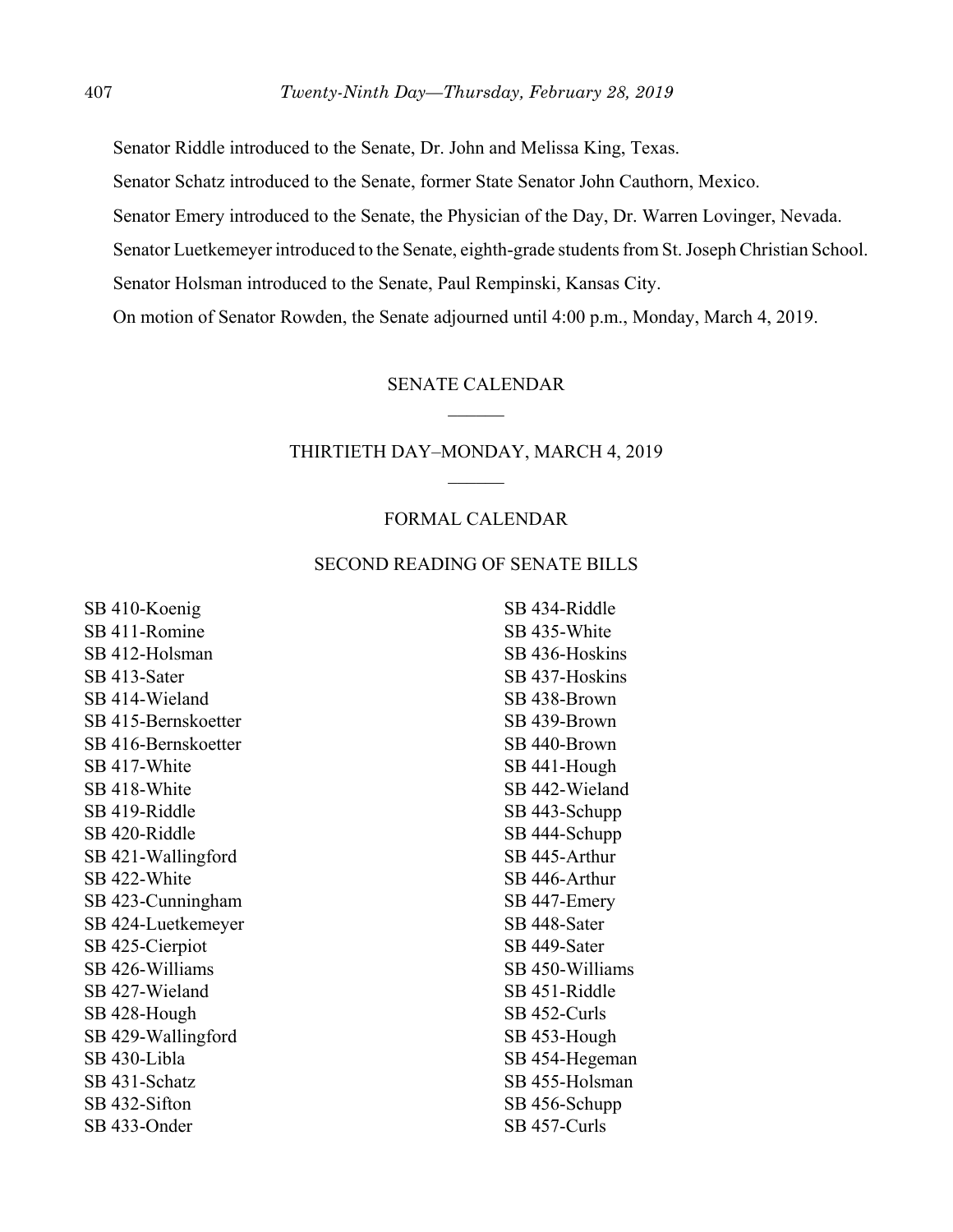Senator Riddle introduced to the Senate, Dr. John and Melissa King, Texas.

Senator Schatz introduced to the Senate, former State Senator John Cauthorn, Mexico.

Senator Emery introduced to the Senate, the Physician of the Day, Dr. Warren Lovinger, Nevada.

Senator Luetkemeyer introduced to the Senate, eighth-grade students from St. Joseph Christian School.

Senator Holsman introduced to the Senate, Paul Rempinski, Kansas City.

On motion of Senator Rowden, the Senate adjourned until 4:00 p.m., Monday, March 4, 2019.

## SENATE CALENDAR

## THIRTIETH DAY–MONDAY, MARCH 4, 2019

### FORMAL CALENDAR

### SECOND READING OF SENATE BILLS

SB 410-Koenig
SB 411-Romine
SB 412-Holsman
SB 413-Sater
SB 414-Wieland
SB 415-Bernskoetter
SB 416-Bernskoetter
SB 417-White
SB 418-White
SB 419-Riddle
SB 420-Riddle
SB 421-Wallingford
SB 422-White
SB 423-Cunningham
SB 424-Luetkemeyer
SB 425-Cierpiot
SB 426-Williams
SB 427-Wieland
SB 428-Hough
SB 429-Wallingford
SB 430-Libla
SB 431-Schatz
SB 432-Sifton
SB 433-Onder
SB 434-Riddle
SB 435-White
SB 436-Hoskins
SB 437-Hoskins
SB 438-Brown
SB 439-Brown
SB 440-Brown
SB 441-Hough
SB 442-Wieland
SB 443-Schupp
SB 444-Schupp
SB 445-Arthur
SB 446-Arthur
SB 447-Emery
SB 448-Sater
SB 449-Sater
SB 450-Williams
SB 451-Riddle
SB 452-Curls
SB 453-Hough
SB 454-Hegeman
SB 455-Holsman
SB 456-Schupp
SB 457-Curls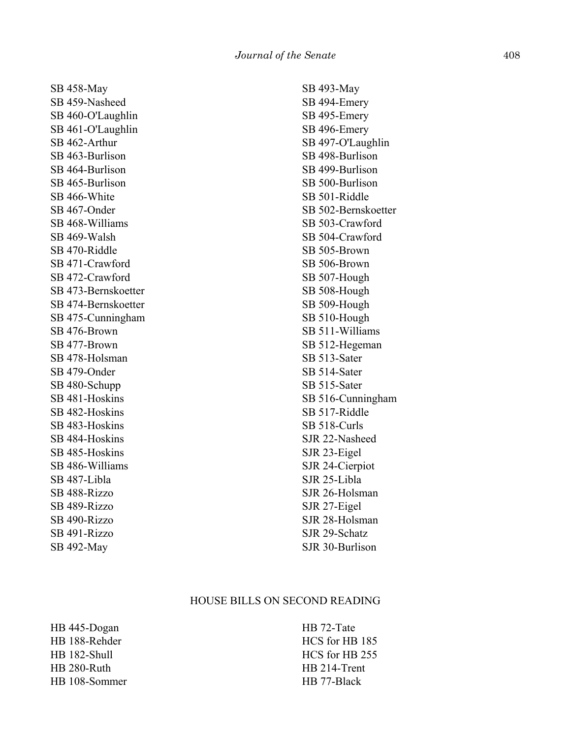SB 458-May
SB 459-Nasheed
SB 460-O'Laughlin
SB 461-O'Laughlin
SB 462-Arthur
SB 463-Burlison
SB 464-Burlison
SB 465-Burlison
SB 466-White
SB 467-Onder
SB 468-Williams
SB 469-Walsh
SB 470-Riddle
SB 471-Crawford
SB 472-Crawford
SB 473-Bernskoetter
SB 474-Bernskoetter
SB 475-Cunningham
SB 476-Brown
SB 477-Brown
SB 478-Holsman
SB 479-Onder
SB 480-Schupp
SB 481-Hoskins
SB 482-Hoskins
SB 483-Hoskins
SB 484-Hoskins
SB 485-Hoskins
SB 486-Williams
SB 487-Libla
SB 488-Rizzo
SB 489-Rizzo
SB 490-Rizzo
SB 491-Rizzo
SB 492-May
SB 493-May
SB 494-Emery
SB 495-Emery
SB 496-Emery
SB 497-O'Laughlin
SB 498-Burlison
SB 499-Burlison
SB 500-Burlison
SB 501-Riddle
SB 502-Bernskoetter
SB 503-Crawford
SB 504-Crawford
SB 505-Brown
SB 506-Brown
SB 507-Hough
SB 508-Hough
SB 509-Hough
SB 510-Hough
SB 511-Williams
SB 512-Hegeman
SB 513-Sater
SB 514-Sater
SB 515-Sater
SB 516-Cunningham
SB 517-Riddle
SB 518-Curls
SJR 22-Nasheed
SJR 23-Eigel
SJR 24-Cierpiot
SJR 25-Libla
SJR 26-Holsman
SJR 27-Eigel
SJR 28-Holsman
SJR 29-Schatz
SJR 30-Burlison

## HOUSE BILLS ON SECOND READING

HB 445-Dogan
HB 188-Rehder
HB 182-Shull
HB 280-Ruth
HB 108-Sommer
HB 72-Tate
HCS for HB 185
HCS for HB 255
HB 214-Trent
HB 77-Black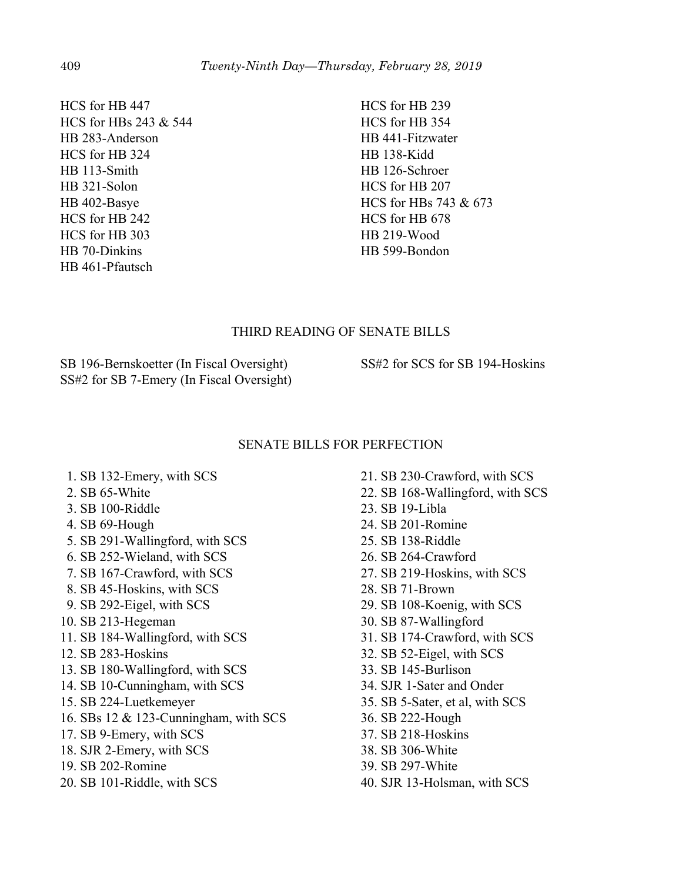HCS for HB 447
HCS for HBs 243 & 544
HB 283-Anderson
HCS for HB 324
HB 113-Smith
HB 321-Solon
HB 402-Basye
HCS for HB 242
HCS for HB 303
HB 70-Dinkins
HB 461-Pfautsch
HCS for HB 239
HCS for HB 354
HB 441-Fitzwater
HB 138-Kidd
HB 126-Schroer
HCS for HB 207
HCS for HBs 743 & 673
HCS for HB 678
HB 219-Wood
HB 599-Bondon

## THIRD READING OF SENATE BILLS

SB 196-Bernskoetter (In Fiscal Oversight)
SS#2 for SB 7-Emery (In Fiscal Oversight)
SS#2 for SCS for SB 194-Hoskins

## SENATE BILLS FOR PERFECTION

1. SB 132-Emery, with SCS
2. SB 65-White
3. SB 100-Riddle
4. SB 69-Hough
5. SB 291-Wallingford, with SCS
6. SB 252-Wieland, with SCS
7. SB 167-Crawford, with SCS
8. SB 45-Hoskins, with SCS
9. SB 292-Eigel, with SCS
10. SB 213-Hegeman
11. SB 184-Wallingford, with SCS
12. SB 283-Hoskins
13. SB 180-Wallingford, with SCS
14. SB 10-Cunningham, with SCS
15. SB 224-Luetkemeyer
16. SBs 12 & 123-Cunningham, with SCS
17. SB 9-Emery, with SCS
18. SJR 2-Emery, with SCS
19. SB 202-Romine
20. SB 101-Riddle, with SCS
21. SB 230-Crawford, with SCS
22. SB 168-Wallingford, with SCS
23. SB 19-Libla
24. SB 201-Romine
25. SB 138-Riddle
26. SB 264-Crawford
27. SB 219-Hoskins, with SCS
28. SB 71-Brown
29. SB 108-Koenig, with SCS
30. SB 87-Wallingford
31. SB 174-Crawford, with SCS
32. SB 52-Eigel, with SCS
33. SB 145-Burlison
34. SJR 1-Sater and Onder
35. SB 5-Sater, et al, with SCS
36. SB 222-Hough
37. SB 218-Hoskins
38. SB 306-White
39. SB 297-White
40. SJR 13-Holsman, with SCS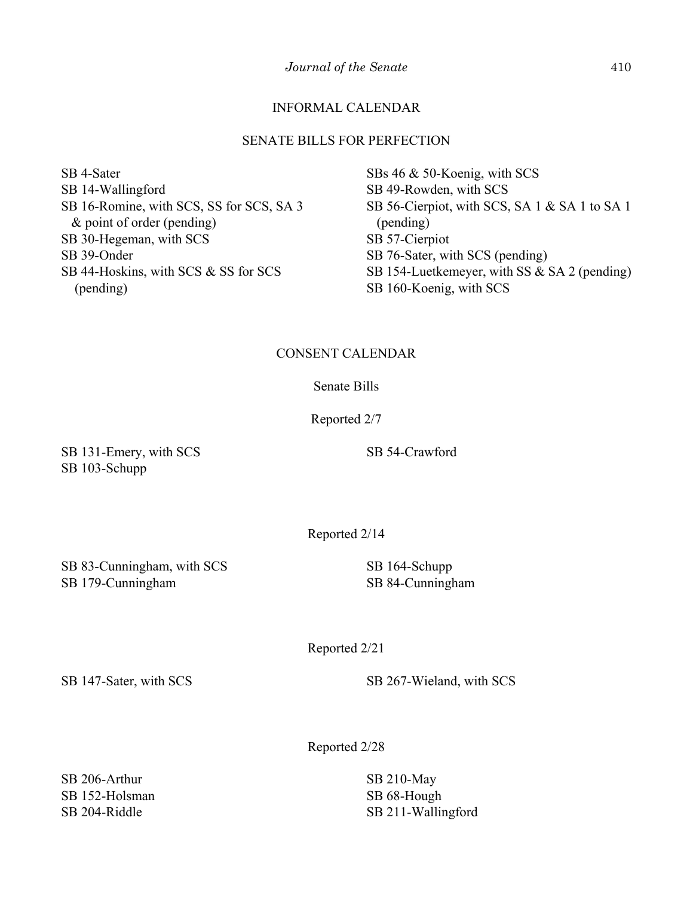## INFORMAL CALENDAR

### SENATE BILLS FOR PERFECTION

SB 4-Sater
SB 14-Wallingford
SB 16-Romine, with SCS, SS for SCS, SA 3 & point of order (pending)
SB 30-Hegeman, with SCS
SB 39-Onder
SB 44-Hoskins, with SCS & SS for SCS (pending)
SBs 46 & 50-Koenig, with SCS
SB 49-Rowden, with SCS
SB 56-Cierpiot, with SCS, SA 1 & SA 1 to SA 1 (pending)
SB 57-Cierpiot
SB 76-Sater, with SCS (pending)
SB 154-Luetkemeyer, with SS & SA 2 (pending)
SB 160-Koenig, with SCS

## CONSENT CALENDAR

### Senate Bills

Reported 2/7

SB 131-Emery, with SCS
SB 103-Schupp
SB 54-Crawford

Reported 2/14

SB 83-Cunningham, with SCS
SB 179-Cunningham
SB 164-Schupp
SB 84-Cunningham

Reported 2/21

SB 147-Sater, with SCS
SB 267-Wieland, with SCS

Reported 2/28

SB 206-Arthur
SB 152-Holsman
SB 204-Riddle
SB 210-May
SB 68-Hough
SB 211-Wallingford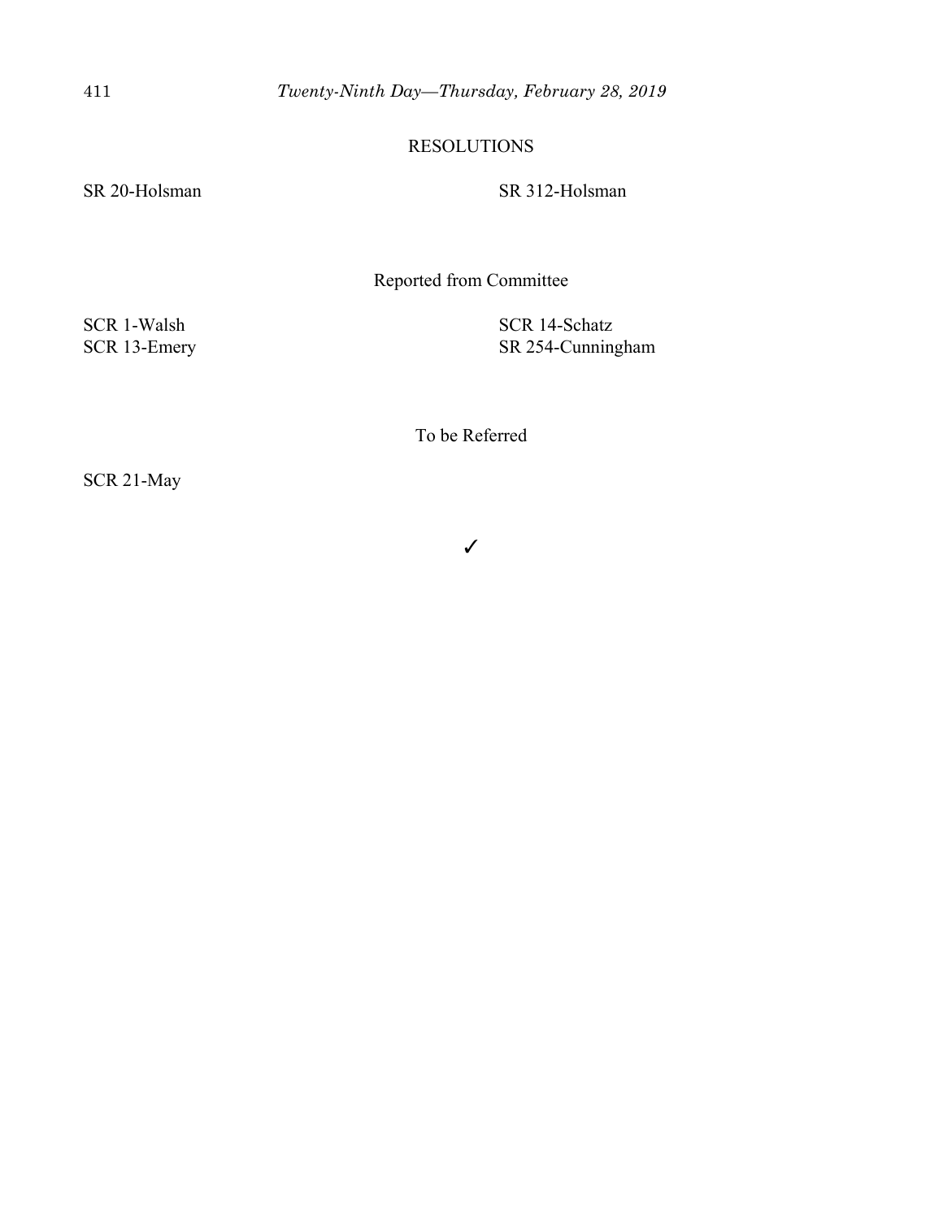## RESOLUTIONS

SR 20-Holsman

SR 312-Holsman

## Reported from Committee

SCR 1-Walsh

SCR 13-Emery

SCR 14-Schatz

SR 254-Cunningham

## To be Referred

SCR 21-May

✓